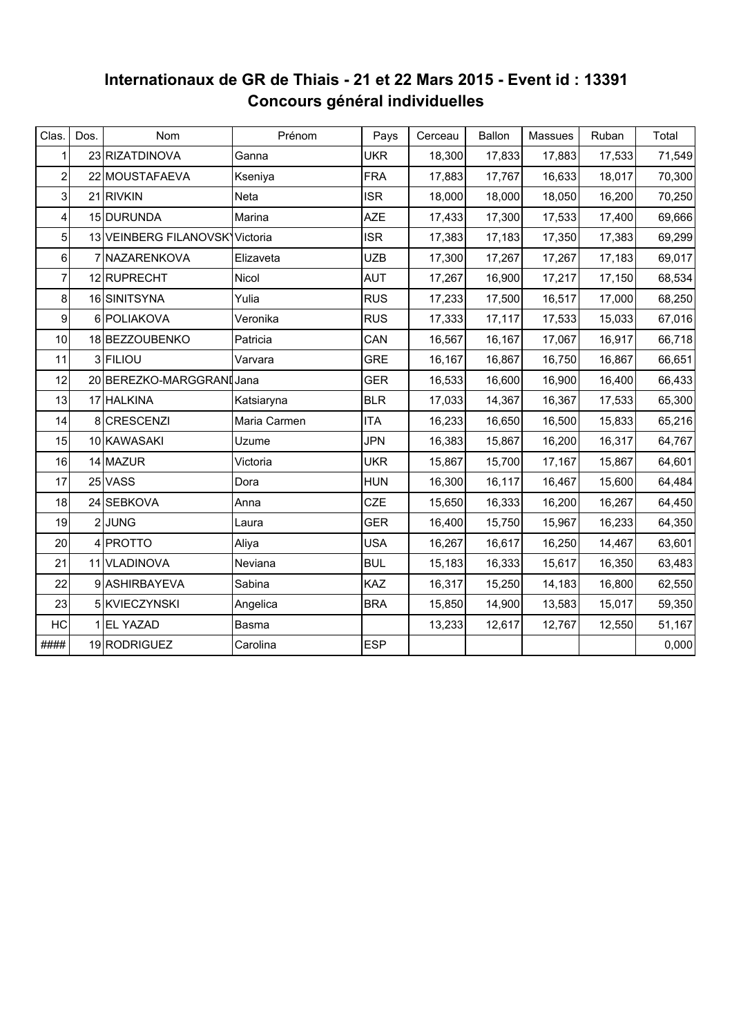# Internationaux de GR de Thiais - 21 et 22 Mars 2015 - Event id : 13391
## Concours général individuelles

| Clas. | Dos. | Nom | Prénom | Pays | Cerceau | Ballon | Massues | Ruban | Total |
|---|---|---|---|---|---|---|---|---|---|
| 1 | 23 | RIZATDINOVA | Ganna | UKR | 18,300 | 17,833 | 17,883 | 17,533 | 71,549 |
| 2 | 22 | MOUSTAFAEVA | Kseniya | FRA | 17,883 | 17,767 | 16,633 | 18,017 | 70,300 |
| 3 | 21 | RIVKIN | Neta | ISR | 18,000 | 18,000 | 18,050 | 16,200 | 70,250 |
| 4 | 15 | DURUNDA | Marina | AZE | 17,433 | 17,300 | 17,533 | 17,400 | 69,666 |
| 5 | 13 | VEINBERG FILANOVSKY | Victoria | ISR | 17,383 | 17,183 | 17,350 | 17,383 | 69,299 |
| 6 | 7 | NAZARENKOVA | Elizaveta | UZB | 17,300 | 17,267 | 17,267 | 17,183 | 69,017 |
| 7 | 12 | RUPRECHT | Nicol | AUT | 17,267 | 16,900 | 17,217 | 17,150 | 68,534 |
| 8 | 16 | SINITSYNA | Yulia | RUS | 17,233 | 17,500 | 16,517 | 17,000 | 68,250 |
| 9 | 6 | POLIAKOVA | Veronika | RUS | 17,333 | 17,117 | 17,533 | 15,033 | 67,016 |
| 10 | 18 | BEZZOUBENKO | Patricia | CAN | 16,567 | 16,167 | 17,067 | 16,917 | 66,718 |
| 11 | 3 | FILIOU | Varvara | GRE | 16,167 | 16,867 | 16,750 | 16,867 | 66,651 |
| 12 | 20 | BEREZKO-MARGGRANDT | Jana | GER | 16,533 | 16,600 | 16,900 | 16,400 | 66,433 |
| 13 | 17 | HALKINA | Katsiaryna | BLR | 17,033 | 14,367 | 16,367 | 17,533 | 65,300 |
| 14 | 8 | CRESCENZI | Maria Carmen | ITA | 16,233 | 16,650 | 16,500 | 15,833 | 65,216 |
| 15 | 10 | KAWASAKI | Uzume | JPN | 16,383 | 15,867 | 16,200 | 16,317 | 64,767 |
| 16 | 14 | MAZUR | Victoria | UKR | 15,867 | 15,700 | 17,167 | 15,867 | 64,601 |
| 17 | 25 | VASS | Dora | HUN | 16,300 | 16,117 | 16,467 | 15,600 | 64,484 |
| 18 | 24 | SEBKOVA | Anna | CZE | 15,650 | 16,333 | 16,200 | 16,267 | 64,450 |
| 19 | 2 | JUNG | Laura | GER | 16,400 | 15,750 | 15,967 | 16,233 | 64,350 |
| 20 | 4 | PROTTO | Aliya | USA | 16,267 | 16,617 | 16,250 | 14,467 | 63,601 |
| 21 | 11 | VLADINOVA | Neviana | BUL | 15,183 | 16,333 | 15,617 | 16,350 | 63,483 |
| 22 | 9 | ASHIRBAYEVA | Sabina | KAZ | 16,317 | 15,250 | 14,183 | 16,800 | 62,550 |
| 23 | 5 | KVIECZYNSKI | Angelica | BRA | 15,850 | 14,900 | 13,583 | 15,017 | 59,350 |
| HC | 1 | EL YAZAD | Basma | | 13,233 | 12,617 | 12,767 | 12,550 | 51,167 |
| #### | 19 | RODRIGUEZ | Carolina | ESP | | | | | 0,000 |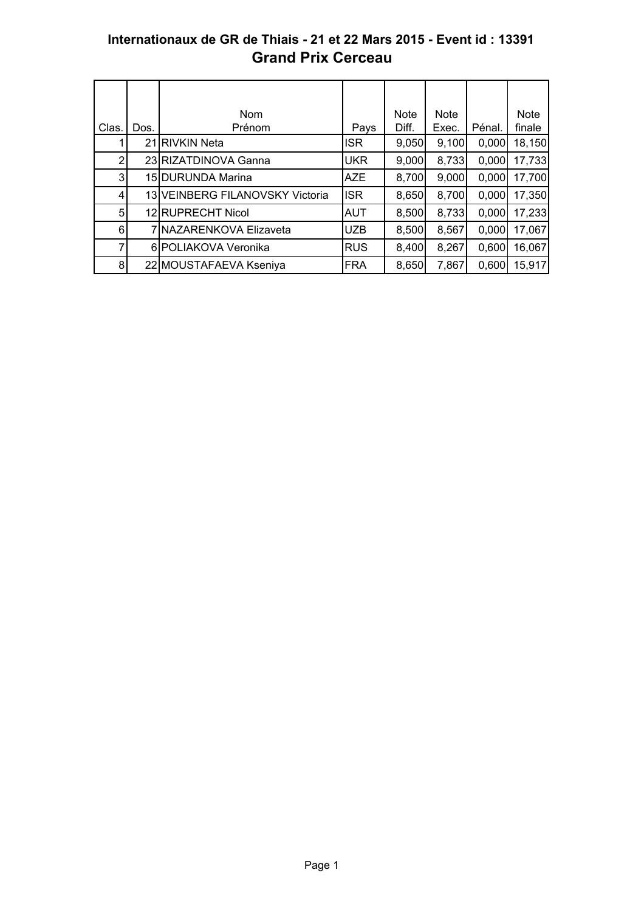# Internationaux de GR de Thiais - 21 et 22 Mars 2015 - Event id : 13391

## Grand Prix Cerceau

| Clas. | Dos. | Nom Prénom | Pays | Note Diff. | Note Exec. | Pénal. | Note finale |
|---|---|---|---|---|---|---|---|
| 1 | 21 | RIVKIN Neta | ISR | 9,050 | 9,100 | 0,000 | 18,150 |
| 2 | 23 | RIZATDINOVA Ganna | UKR | 9,000 | 8,733 | 0,000 | 17,733 |
| 3 | 15 | DURUNDA Marina | AZE | 8,700 | 9,000 | 0,000 | 17,700 |
| 4 | 13 | VEINBERG FILANOVSKY Victoria | ISR | 8,650 | 8,700 | 0,000 | 17,350 |
| 5 | 12 | RUPRECHT Nicol | AUT | 8,500 | 8,733 | 0,000 | 17,233 |
| 6 | 7 | NAZARENKOVA Elizaveta | UZB | 8,500 | 8,567 | 0,000 | 17,067 |
| 7 | 6 | POLIAKOVA Veronika | RUS | 8,400 | 8,267 | 0,600 | 16,067 |
| 8 | 22 | MOUSTAFAEVA Kseniya | FRA | 8,650 | 7,867 | 0,600 | 15,917 |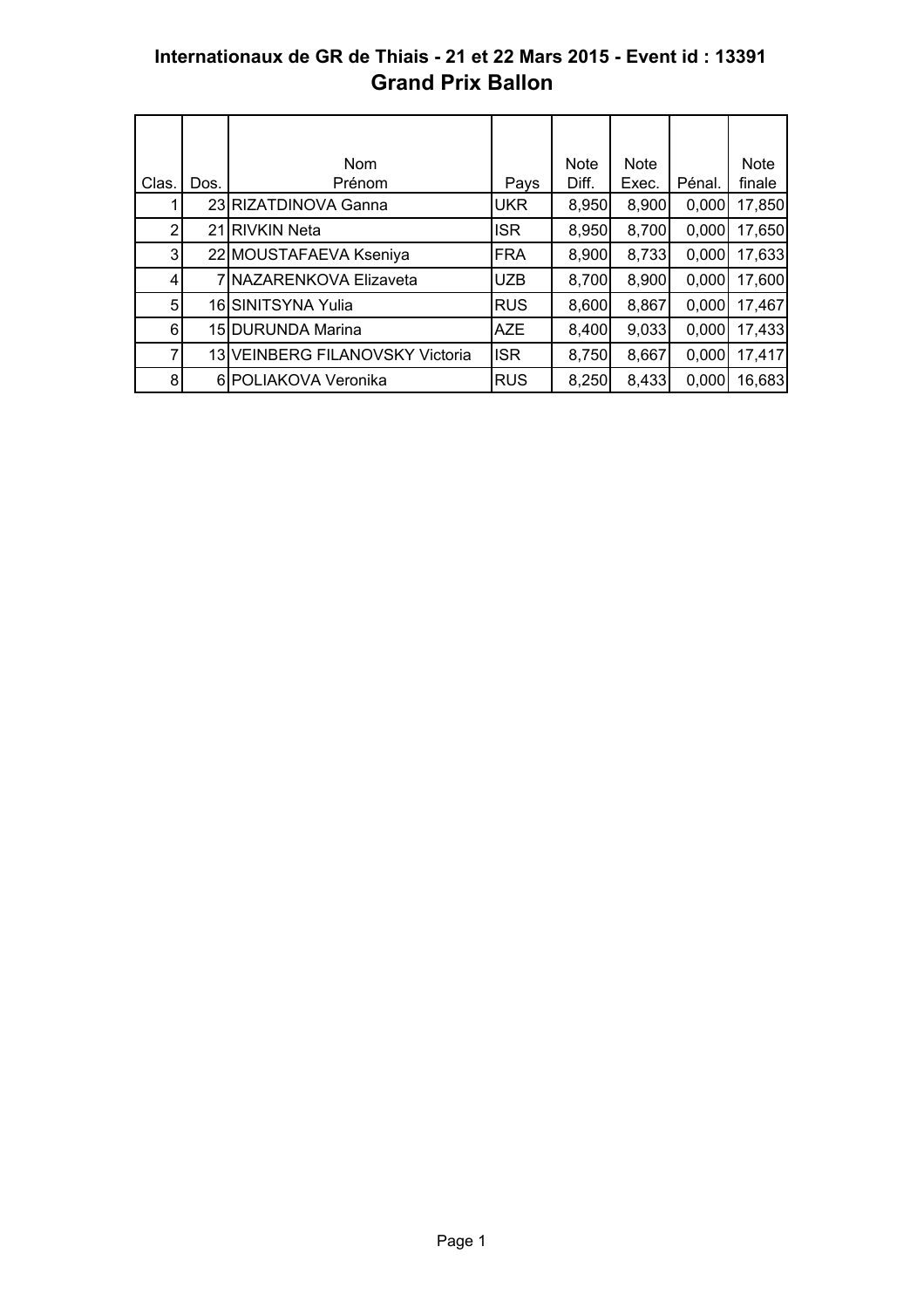# Internationaux de GR de Thiais - 21 et 22 Mars 2015 - Event id : 13391

## Grand Prix Ballon

| Clas. | Dos. | Nom Prénom | Pays | Note Diff. | Note Exec. | Pénal. | Note finale |
|---|---|---|---|---|---|---|---|
| 1 | 23 | RIZATDINOVA Ganna | UKR | 8,950 | 8,900 | 0,000 | 17,850 |
| 2 | 21 | RIVKIN Neta | ISR | 8,950 | 8,700 | 0,000 | 17,650 |
| 3 | 22 | MOUSTAFAEVA Kseniya | FRA | 8,900 | 8,733 | 0,000 | 17,633 |
| 4 | 7 | NAZARENKOVA Elizaveta | UZB | 8,700 | 8,900 | 0,000 | 17,600 |
| 5 | 16 | SINITSYNA Yulia | RUS | 8,600 | 8,867 | 0,000 | 17,467 |
| 6 | 15 | DURUNDA Marina | AZE | 8,400 | 9,033 | 0,000 | 17,433 |
| 7 | 13 | VEINBERG FILANOVSKY Victoria | ISR | 8,750 | 8,667 | 0,000 | 17,417 |
| 8 | 6 | POLIAKOVA Veronika | RUS | 8,250 | 8,433 | 0,000 | 16,683 |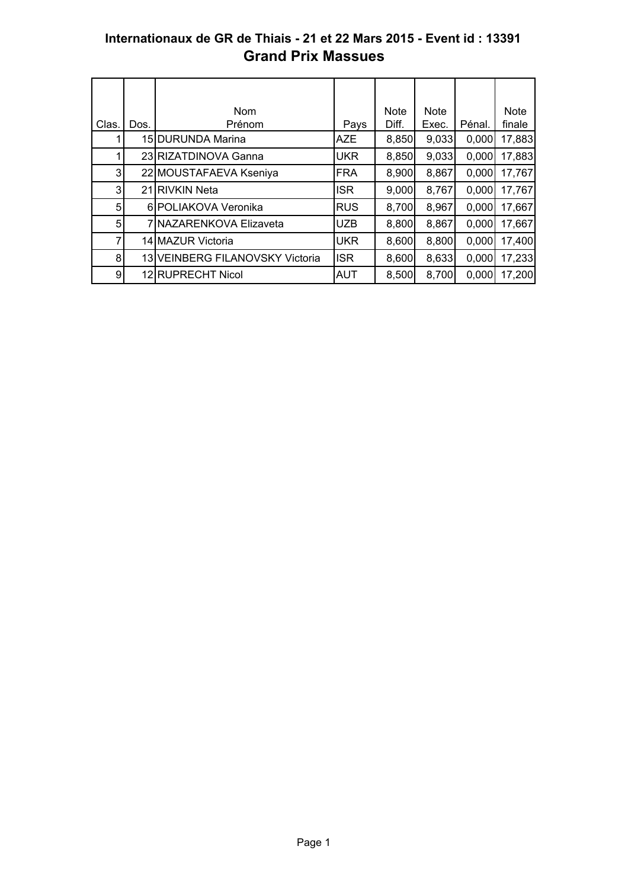# Internationaux de GR de Thiais - 21 et 22 Mars 2015 - Event id : 13391

## Grand Prix Massues

| Clas. | Dos. | Nom Prénom | Pays | Note Diff. | Note Exec. | Pénal. | Note finale |
|---|---|---|---|---|---|---|---|
| 1 | 15 | DURUNDA Marina | AZE | 8,850 | 9,033 | 0,000 | 17,883 |
| 1 | 23 | RIZATDINOVA Ganna | UKR | 8,850 | 9,033 | 0,000 | 17,883 |
| 3 | 22 | MOUSTAFAEVA Kseniya | FRA | 8,900 | 8,867 | 0,000 | 17,767 |
| 3 | 21 | RIVKIN Neta | ISR | 9,000 | 8,767 | 0,000 | 17,767 |
| 5 | 6 | POLIAKOVA Veronika | RUS | 8,700 | 8,967 | 0,000 | 17,667 |
| 5 | 7 | NAZARENKOVA Elizaveta | UZB | 8,800 | 8,867 | 0,000 | 17,667 |
| 7 | 14 | MAZUR Victoria | UKR | 8,600 | 8,800 | 0,000 | 17,400 |
| 8 | 13 | VEINBERG FILANOVSKY Victoria | ISR | 8,600 | 8,633 | 0,000 | 17,233 |
| 9 | 12 | RUPRECHT Nicol | AUT | 8,500 | 8,700 | 0,000 | 17,200 |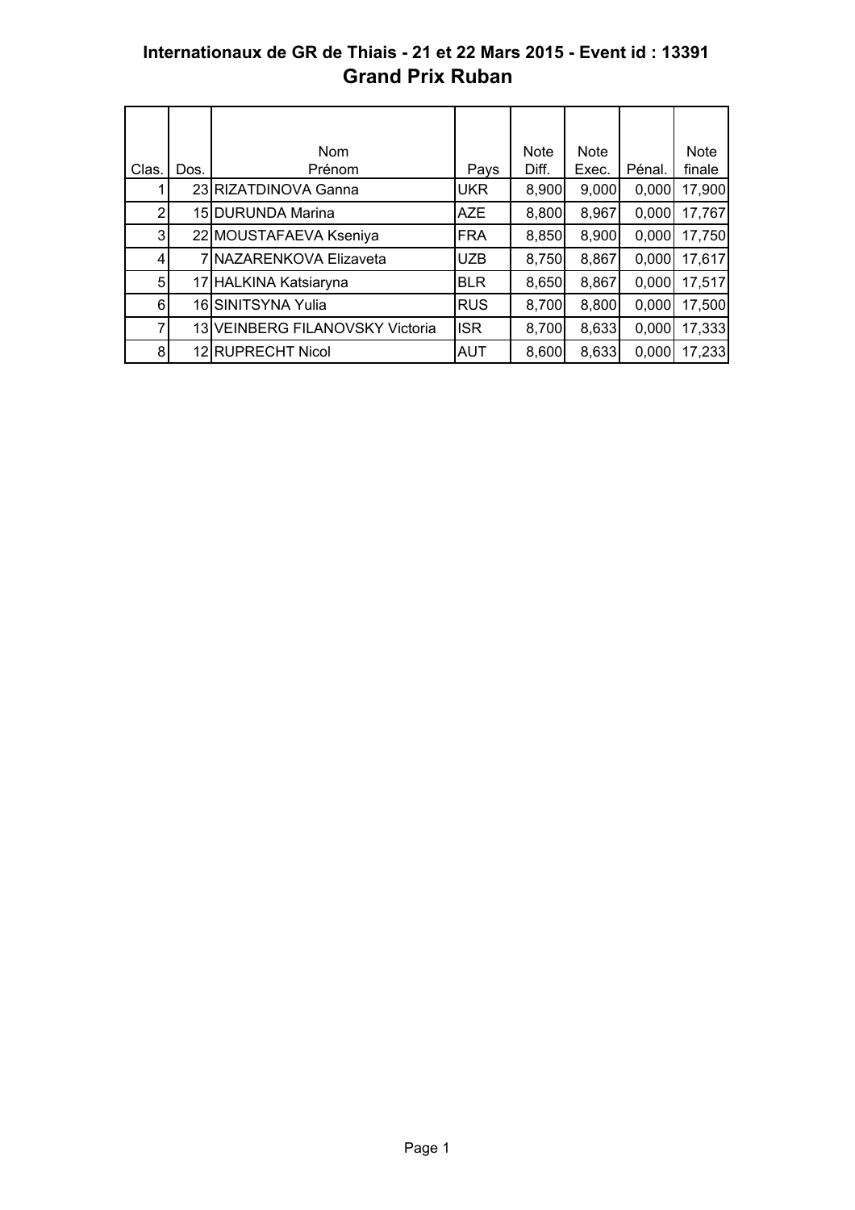# Internationaux de GR de Thiais - 21 et 22 Mars 2015 - Event id : 13391

## Grand Prix Ruban

| Clas. | Dos. | Nom Prénom | Pays | Note Diff. | Note Exec. | Pénal. | Note finale |
|---|---|---|---|---|---|---|---|
| 1 | 23 | RIZATDINOVA Ganna | UKR | 8,900 | 9,000 | 0,000 | 17,900 |
| 2 | 15 | DURUNDA Marina | AZE | 8,800 | 8,967 | 0,000 | 17,767 |
| 3 | 22 | MOUSTAFAEVA Kseniya | FRA | 8,850 | 8,900 | 0,000 | 17,750 |
| 4 | 7 | NAZARENKOVA Elizaveta | UZB | 8,750 | 8,867 | 0,000 | 17,617 |
| 5 | 17 | HALKINA Katsiaryna | BLR | 8,650 | 8,867 | 0,000 | 17,517 |
| 6 | 16 | SINITSYNA Yulia | RUS | 8,700 | 8,800 | 0,000 | 17,500 |
| 7 | 13 | VEINBERG FILANOVSKY Victoria | ISR | 8,700 | 8,633 | 0,000 | 17,333 |
| 8 | 12 | RUPRECHT Nicol | AUT | 8,600 | 8,633 | 0,000 | 17,233 |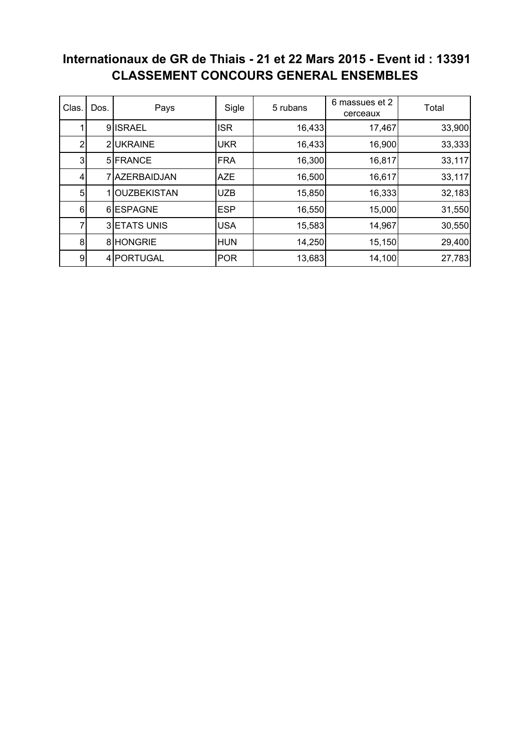# Internationaux de GR de Thiais - 21 et 22 Mars 2015 - Event id : 13391
## CLASSEMENT CONCOURS GENERAL ENSEMBLES

| Clas. | Dos. | Pays | Sigle | 5 rubans | 6 massues et 2 cerceaux | Total |
|---|---|---|---|---|---|---|
| 1 | 9 | ISRAEL | ISR | 16,433 | 17,467 | 33,900 |
| 2 | 2 | UKRAINE | UKR | 16,433 | 16,900 | 33,333 |
| 3 | 5 | FRANCE | FRA | 16,300 | 16,817 | 33,117 |
| 4 | 7 | AZERBAIDJAN | AZE | 16,500 | 16,617 | 33,117 |
| 5 | 1 | OUZBEKISTAN | UZB | 15,850 | 16,333 | 32,183 |
| 6 | 6 | ESPAGNE | ESP | 16,550 | 15,000 | 31,550 |
| 7 | 3 | ETATS UNIS | USA | 15,583 | 14,967 | 30,550 |
| 8 | 8 | HONGRIE | HUN | 14,250 | 15,150 | 29,400 |
| 9 | 4 | PORTUGAL | POR | 13,683 | 14,100 | 27,783 |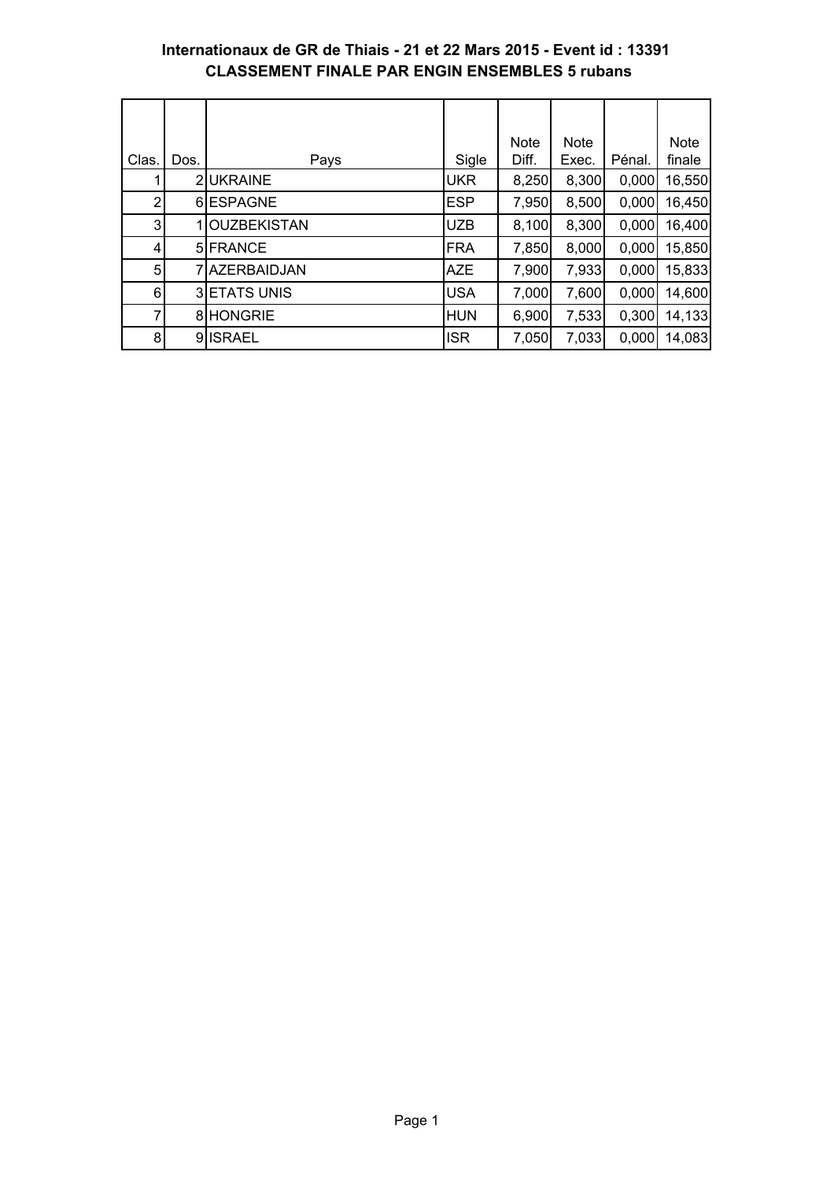**Internationaux de GR de Thiais - 21 et 22 Mars 2015 - Event id : 13391**
**CLASSEMENT FINALE PAR ENGIN ENSEMBLES 5 rubans**

| Clas. | Dos. | Pays | Sigle | Note Diff. | Note Exec. | Pénal. | Note finale |
|---|---|---|---|---|---|---|---|
| 1 | 2 | UKRAINE | UKR | 8,250 | 8,300 | 0,000 | 16,550 |
| 2 | 6 | ESPAGNE | ESP | 7,950 | 8,500 | 0,000 | 16,450 |
| 3 | 1 | OUZBEKISTAN | UZB | 8,100 | 8,300 | 0,000 | 16,400 |
| 4 | 5 | FRANCE | FRA | 7,850 | 8,000 | 0,000 | 15,850 |
| 5 | 7 | AZERBAIDJAN | AZE | 7,900 | 7,933 | 0,000 | 15,833 |
| 6 | 3 | ETATS UNIS | USA | 7,000 | 7,600 | 0,000 | 14,600 |
| 7 | 8 | HONGRIE | HUN | 6,900 | 7,533 | 0,300 | 14,133 |
| 8 | 9 | ISRAEL | ISR | 7,050 | 7,033 | 0,000 | 14,083 |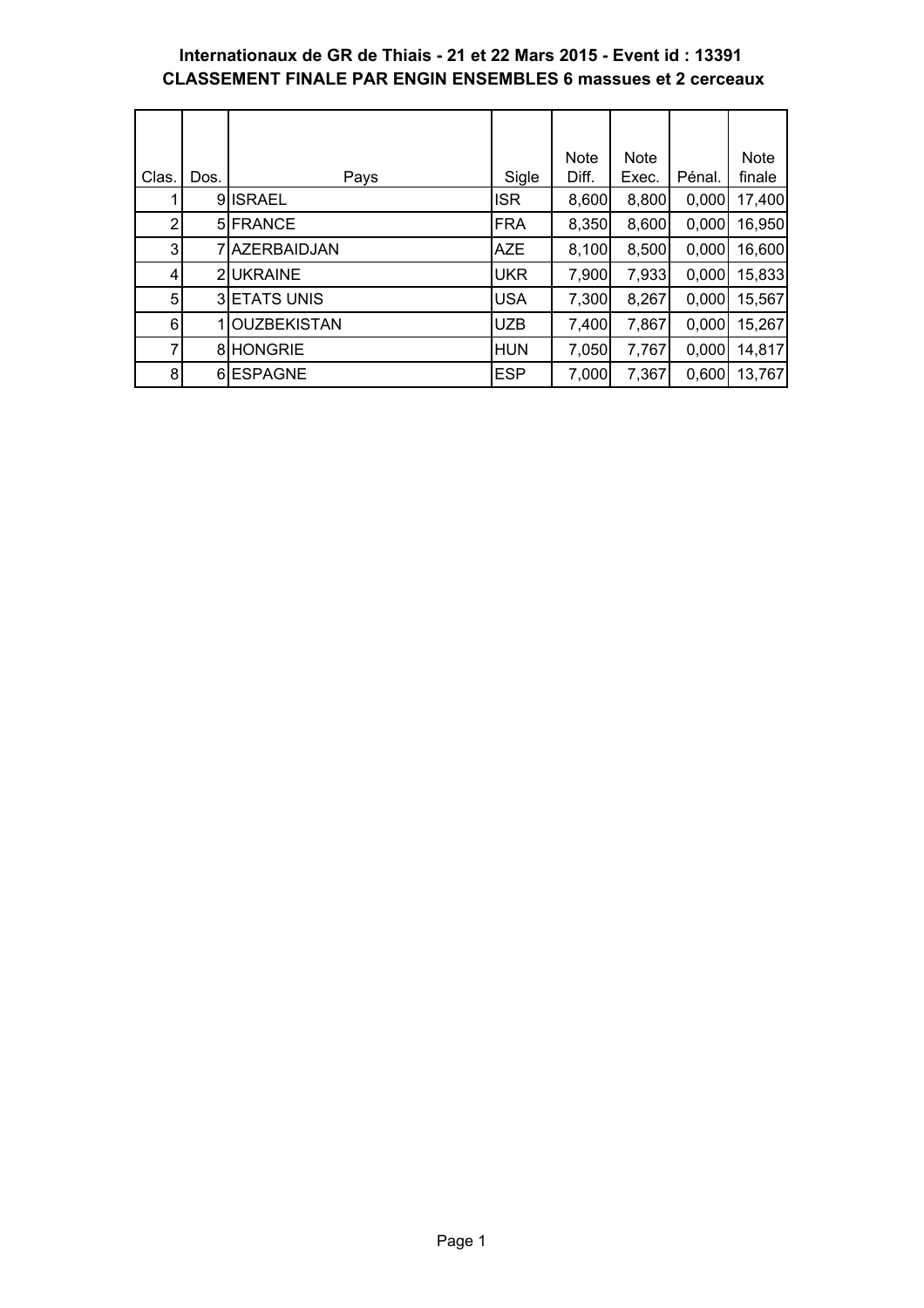**Internationaux de GR de Thiais - 21 et 22 Mars 2015 - Event id : 13391**
**CLASSEMENT FINALE PAR ENGIN ENSEMBLES 6 massues et 2 cerceaux**

| Clas. | Dos. | Pays | Sigle | Note Diff. | Note Exec. | Pénal. | Note finale |
|---|---|---|---|---|---|---|---|
| 1 | 9 | ISRAEL | ISR | 8,600 | 8,800 | 0,000 | 17,400 |
| 2 | 5 | FRANCE | FRA | 8,350 | 8,600 | 0,000 | 16,950 |
| 3 | 7 | AZERBAIDJAN | AZE | 8,100 | 8,500 | 0,000 | 16,600 |
| 4 | 2 | UKRAINE | UKR | 7,900 | 7,933 | 0,000 | 15,833 |
| 5 | 3 | ETATS UNIS | USA | 7,300 | 8,267 | 0,000 | 15,567 |
| 6 | 1 | OUZBEKISTAN | UZB | 7,400 | 7,867 | 0,000 | 15,267 |
| 7 | 8 | HONGRIE | HUN | 7,050 | 7,767 | 0,000 | 14,817 |
| 8 | 6 | ESPAGNE | ESP | 7,000 | 7,367 | 0,600 | 13,767 |